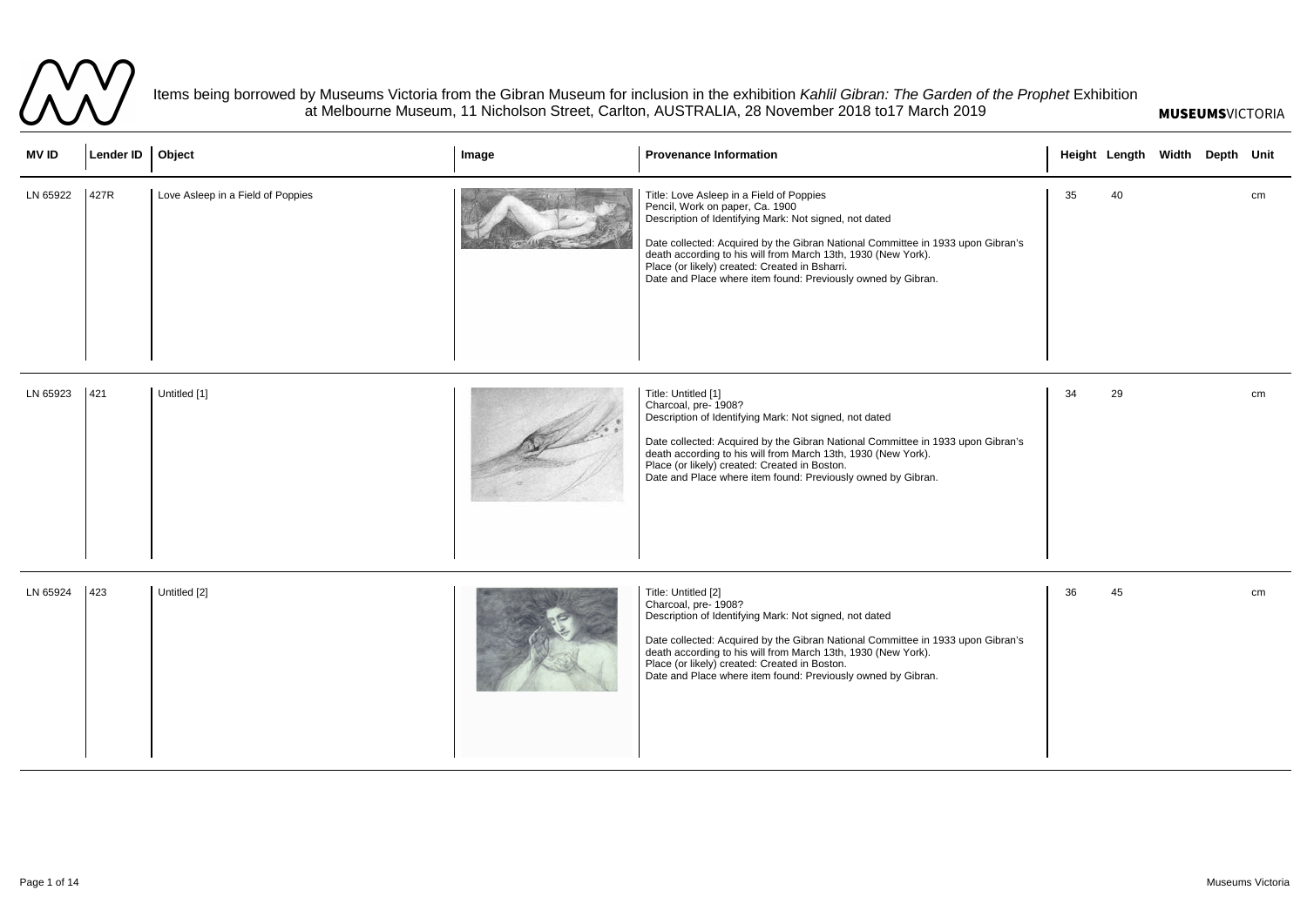Items being borrowed by Museums Victoria from the Gibran Museum for inclusion in the exhibition *Kahlil Gibran: The Garden of the Prophet* Exhibition at Melbourne Museum, 11 Nicholson Street, Carlton, AUSTRALIA, 28 November 2018 to17 March 2019

**MUSEUMS**VICTORIA

| MV ID | Lender ID | Object | Image | Provenance Information | Height | Length | Width | Depth | Unit |
|---|---|---|---|---|---|---|---|---|---|
| LN 65922 | 427R | Love Asleep in a Field of Poppies | | Title: Love Asleep in a Field of Poppies<br>Pencil, Work on paper, Ca. 1900<br>Description of Identifying Mark: Not signed, not dated<br><br>Date collected: Acquired by the Gibran National Committee in 1933 upon Gibran's death according to his will from March 13th, 1930 (New York).<br>Place (or likely) created: Created in Bsharri.<br>Date and Place where item found: Previously owned by Gibran. | 35 | 40 | | | cm |
| LN 65923 | 421 | Untitled [1] | | Title: Untitled [1]<br>Charcoal, pre- 1908?<br>Description of Identifying Mark: Not signed, not dated<br><br>Date collected: Acquired by the Gibran National Committee in 1933 upon Gibran's death according to his will from March 13th, 1930 (New York).<br>Place (or likely) created: Created in Boston.<br>Date and Place where item found: Previously owned by Gibran. | 34 | 29 | | | cm |
| LN 65924 | 423 | Untitled [2] | | Title: Untitled [2]<br>Charcoal, pre- 1908?<br>Description of Identifying Mark: Not signed, not dated<br><br>Date collected: Acquired by the Gibran National Committee in 1933 upon Gibran's death according to his will from March 13th, 1930 (New York).<br>Place (or likely) created: Created in Boston.<br>Date and Place where item found: Previously owned by Gibran. | 36 | 45 | | | cm |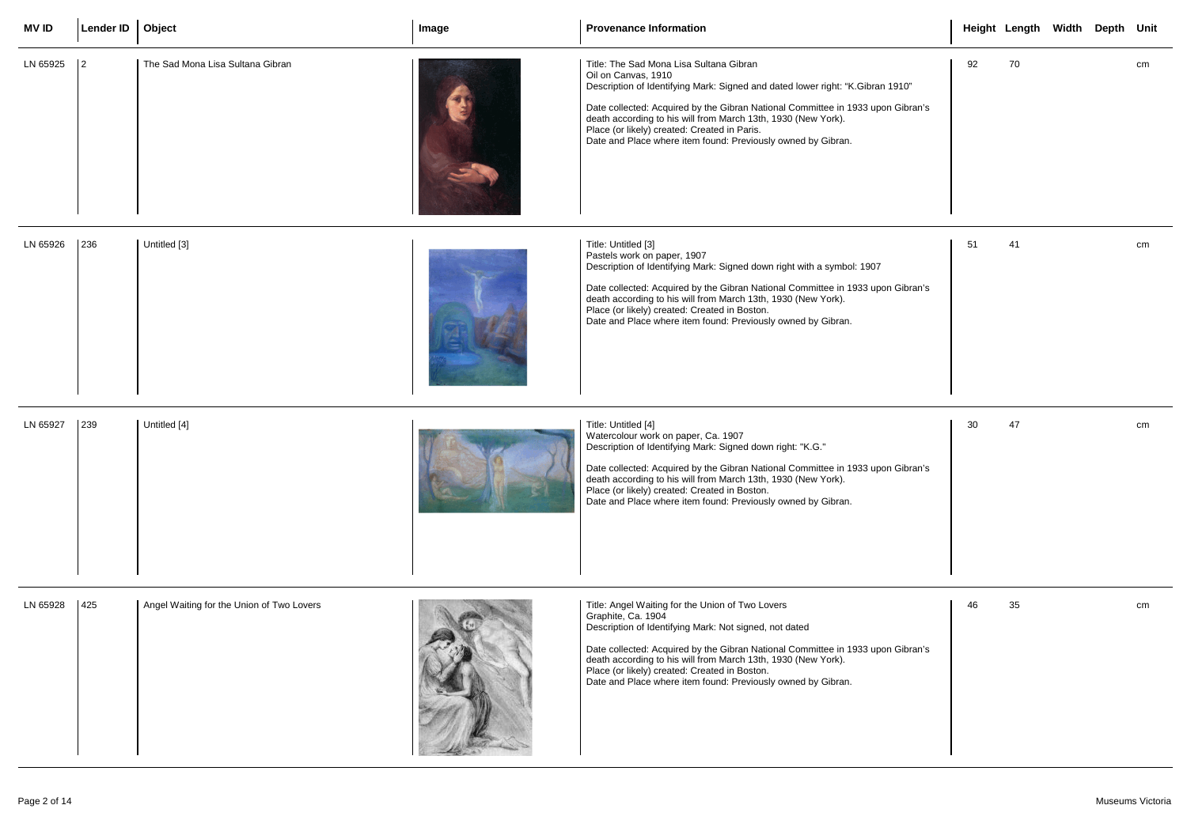| MV ID | Lender ID | Object | Image | Provenance Information | Height | Length | Width | Depth | Unit |
|---|---|---|---|---|---|---|---|---|---|
| LN 65925 | 2 | The Sad Mona Lisa Sultana Gibran | | Title: The Sad Mona Lisa Sultana Gibran<br>Oil on Canvas, 1910<br>Description of Identifying Mark: Signed and dated lower right: "K.Gibran 1910"<br><br>Date collected: Acquired by the Gibran National Committee in 1933 upon Gibran's death according to his will from March 13th, 1930 (New York).<br>Place (or likely) created: Created in Paris.<br>Date and Place where item found: Previously owned by Gibran. | 92 | 70 | | | cm |
| LN 65926 | 236 | Untitled [3] | | Title: Untitled [3]<br>Pastels work on paper, 1907<br>Description of Identifying Mark: Signed down right with a symbol: 1907<br><br>Date collected: Acquired by the Gibran National Committee in 1933 upon Gibran's death according to his will from March 13th, 1930 (New York).<br>Place (or likely) created: Created in Boston.<br>Date and Place where item found: Previously owned by Gibran. | 51 | 41 | | | cm |
| LN 65927 | 239 | Untitled [4] | | Title: Untitled [4]<br>Watercolour work on paper, Ca. 1907<br>Description of Identifying Mark: Signed down right: "K.G."<br><br>Date collected: Acquired by the Gibran National Committee in 1933 upon Gibran's death according to his will from March 13th, 1930 (New York).<br>Place (or likely) created: Created in Boston.<br>Date and Place where item found: Previously owned by Gibran. | 30 | 47 | | | cm |
| LN 65928 | 425 | Angel Waiting for the Union of Two Lovers | | Title: Angel Waiting for the Union of Two Lovers<br>Graphite, Ca. 1904<br>Description of Identifying Mark: Not signed, not dated<br><br>Date collected: Acquired by the Gibran National Committee in 1933 upon Gibran's death according to his will from March 13th, 1930 (New York).<br>Place (or likely) created: Created in Boston.<br>Date and Place where item found: Previously owned by Gibran. | 46 | 35 | | | cm |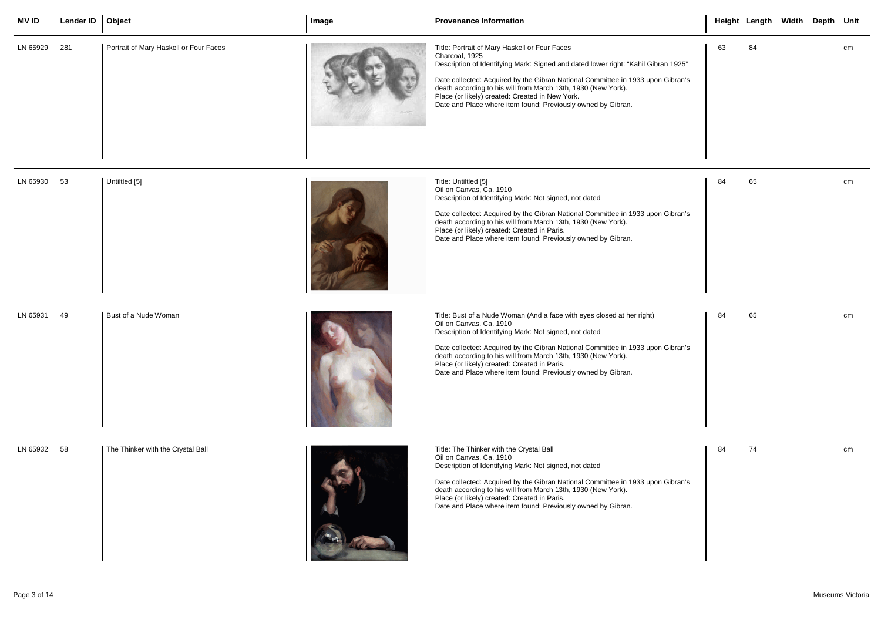| MV ID | Lender ID | Object | Image | Provenance Information | Height | Length | Width | Depth | Unit |
|---|---|---|---|---|---|---|---|---|---|
| LN 65929 | 281 | Portrait of Mary Haskell or Four Faces | | Title: Portrait of Mary Haskell or Four Faces<br>Charcoal, 1925<br>Description of Identifying Mark: Signed and dated lower right: "Kahil Gibran 1925"<br><br>Date collected: Acquired by the Gibran National Committee in 1933 upon Gibran's death according to his will from March 13th, 1930 (New York).<br>Place (or likely) created: Created in New York.<br>Date and Place where item found: Previously owned by Gibran. | 63 | 84 | | | cm |
| LN 65930 | 53 | Untiltled [5] | | Title: Untiltled [5]<br>Oil on Canvas, Ca. 1910<br>Description of Identifying Mark: Not signed, not dated<br><br>Date collected: Acquired by the Gibran National Committee in 1933 upon Gibran's death according to his will from March 13th, 1930 (New York).<br>Place (or likely) created: Created in Paris.<br>Date and Place where item found: Previously owned by Gibran. | 84 | 65 | | | cm |
| LN 65931 | 49 | Bust of a Nude Woman | | Title: Bust of a Nude Woman (And a face with eyes closed at her right)<br>Oil on Canvas, Ca. 1910<br>Description of Identifying Mark: Not signed, not dated<br><br>Date collected: Acquired by the Gibran National Committee in 1933 upon Gibran's death according to his will from March 13th, 1930 (New York).<br>Place (or likely) created: Created in Paris.<br>Date and Place where item found: Previously owned by Gibran. | 84 | 65 | | | cm |
| LN 65932 | 58 | The Thinker with the Crystal Ball | | Title: The Thinker with the Crystal Ball<br>Oil on Canvas, Ca. 1910<br>Description of Identifying Mark: Not signed, not dated<br><br>Date collected: Acquired by the Gibran National Committee in 1933 upon Gibran's death according to his will from March 13th, 1930 (New York).<br>Place (or likely) created: Created in Paris.<br>Date and Place where item found: Previously owned by Gibran. | 84 | 74 | | | cm |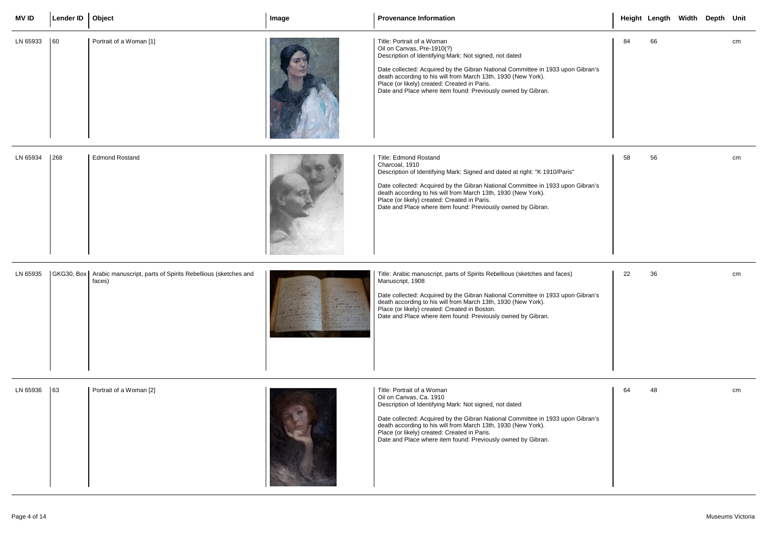| MV ID | Lender ID | Object | Image | Provenance Information | Height | Length | Width | Depth | Unit |
|---|---|---|---|---|---|---|---|---|---|
| LN 65933 | 60 | Portrait of a Woman [1] | | Title: Portrait of a Woman<br>Oil on Canvas, Pre-1910(?)<br>Description of Identifying Mark: Not signed, not dated<br><br>Date collected: Acquired by the Gibran National Committee in 1933 upon Gibran's death according to his will from March 13th, 1930 (New York).<br>Place (or likely) created: Created in Paris.<br>Date and Place where item found: Previously owned by Gibran. | 84 | 66 | | | cm |
| LN 65934 | 268 | Edmond Rostand | | Title: Edmond Rostand<br>Charcoal, 1910<br>Description of Identifying Mark: Signed and dated at right: "K 1910/Paris"<br><br>Date collected: Acquired by the Gibran National Committee in 1933 upon Gibran's death according to his will from March 13th, 1930 (New York).<br>Place (or likely) created: Created in Paris.<br>Date and Place where item found: Previously owned by Gibran. | 58 | 56 | | | cm |
| LN 65935 | GKG30, Box | Arabic manuscript, parts of Spirits Rebellious (sketches and faces) | | Title: Arabic manuscript, parts of Spirits Rebellious (sketches and faces)<br>Manuscript, 1908<br><br>Date collected: Acquired by the Gibran National Committee in 1933 upon Gibran's death according to his will from March 13th, 1930 (New York).<br>Place (or likely) created: Created in Boston.<br>Date and Place where item found: Previously owned by Gibran. | 22 | 36 | | | cm |
| LN 65936 | 63 | Portrait of a Woman [2] | | Title: Portrait of a Woman<br>Oil on Canvas, Ca. 1910<br>Description of Identifying Mark: Not signed, not dated<br><br>Date collected: Acquired by the Gibran National Committee in 1933 upon Gibran's death according to his will from March 13th, 1930 (New York).<br>Place (or likely) created: Created in Paris.<br>Date and Place where item found: Previously owned by Gibran. | 64 | 48 | | | cm |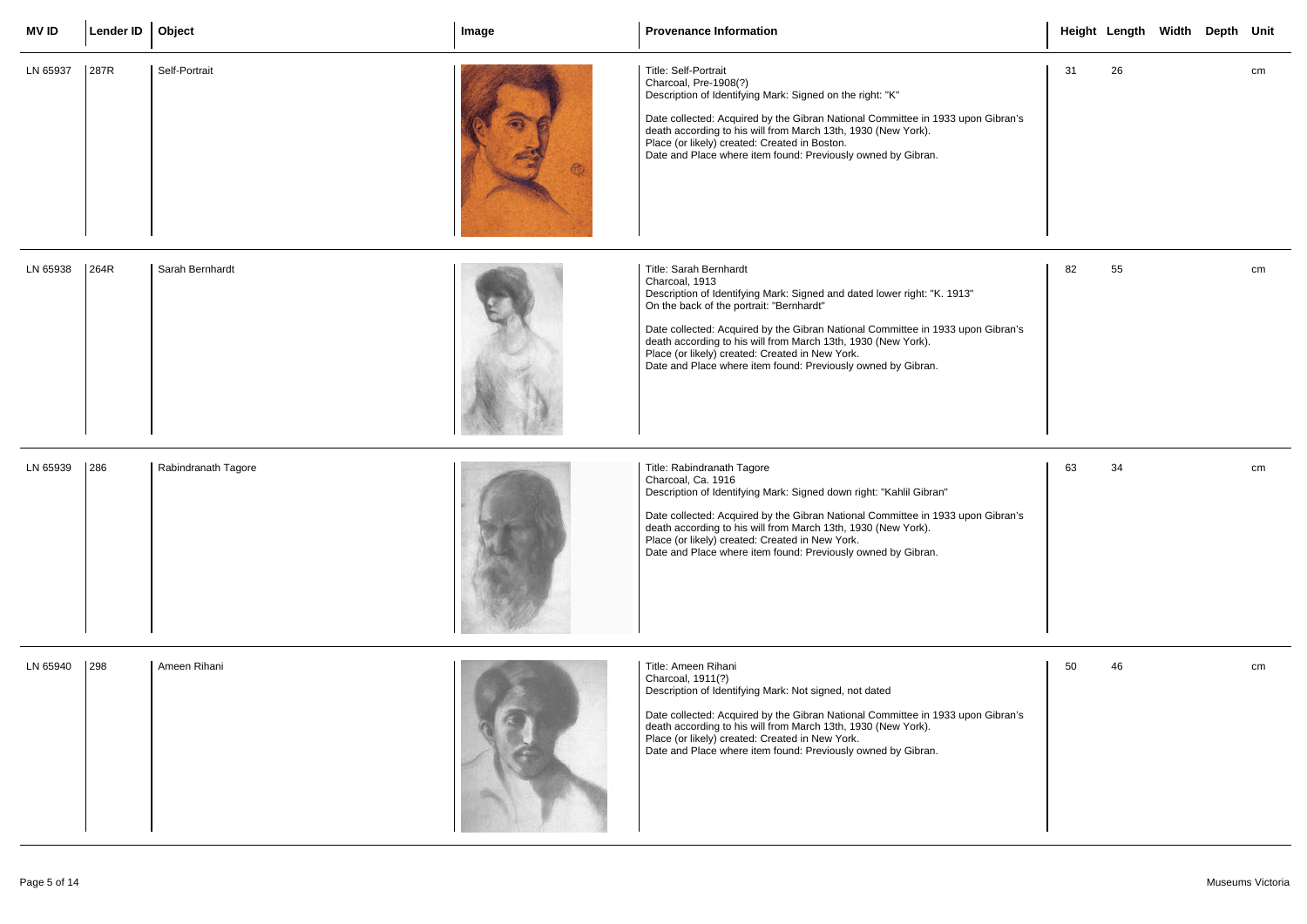| MV ID | Lender ID | Object | Image | Provenance Information | Height | Length | Width | Depth | Unit |
|---|---|---|---|---|---|---|---|---|---|
| LN 65937 | 287R | Self-Portrait | | Title: Self-Portrait<br>Charcoal, Pre-1908(?)<br>Description of Identifying Mark: Signed on the right: "K"<br><br>Date collected: Acquired by the Gibran National Committee in 1933 upon Gibran's death according to his will from March 13th, 1930 (New York).<br>Place (or likely) created: Created in Boston.<br>Date and Place where item found: Previously owned by Gibran. | 31 | 26 | | | cm |
| LN 65938 | 264R | Sarah Bernhardt | | Title: Sarah Bernhardt<br>Charcoal, 1913<br>Description of Identifying Mark: Signed and dated lower right: "K. 1913"<br>On the back of the portrait: "Bernhardt"<br><br>Date collected: Acquired by the Gibran National Committee in 1933 upon Gibran's death according to his will from March 13th, 1930 (New York).<br>Place (or likely) created: Created in New York.<br>Date and Place where item found: Previously owned by Gibran. | 82 | 55 | | | cm |
| LN 65939 | 286 | Rabindranath Tagore | | Title: Rabindranath Tagore<br>Charcoal, Ca. 1916<br>Description of Identifying Mark: Signed down right: "Kahlil Gibran"<br><br>Date collected: Acquired by the Gibran National Committee in 1933 upon Gibran's death according to his will from March 13th, 1930 (New York).<br>Place (or likely) created: Created in New York.<br>Date and Place where item found: Previously owned by Gibran. | 63 | 34 | | | cm |
| LN 65940 | 298 | Ameen Rihani | | Title: Ameen Rihani<br>Charcoal, 1911(?)<br>Description of Identifying Mark: Not signed, not dated<br><br>Date collected: Acquired by the Gibran National Committee in 1933 upon Gibran's death according to his will from March 13th, 1930 (New York).<br>Place (or likely) created: Created in New York.<br>Date and Place where item found: Previously owned by Gibran. | 50 | 46 | | | cm |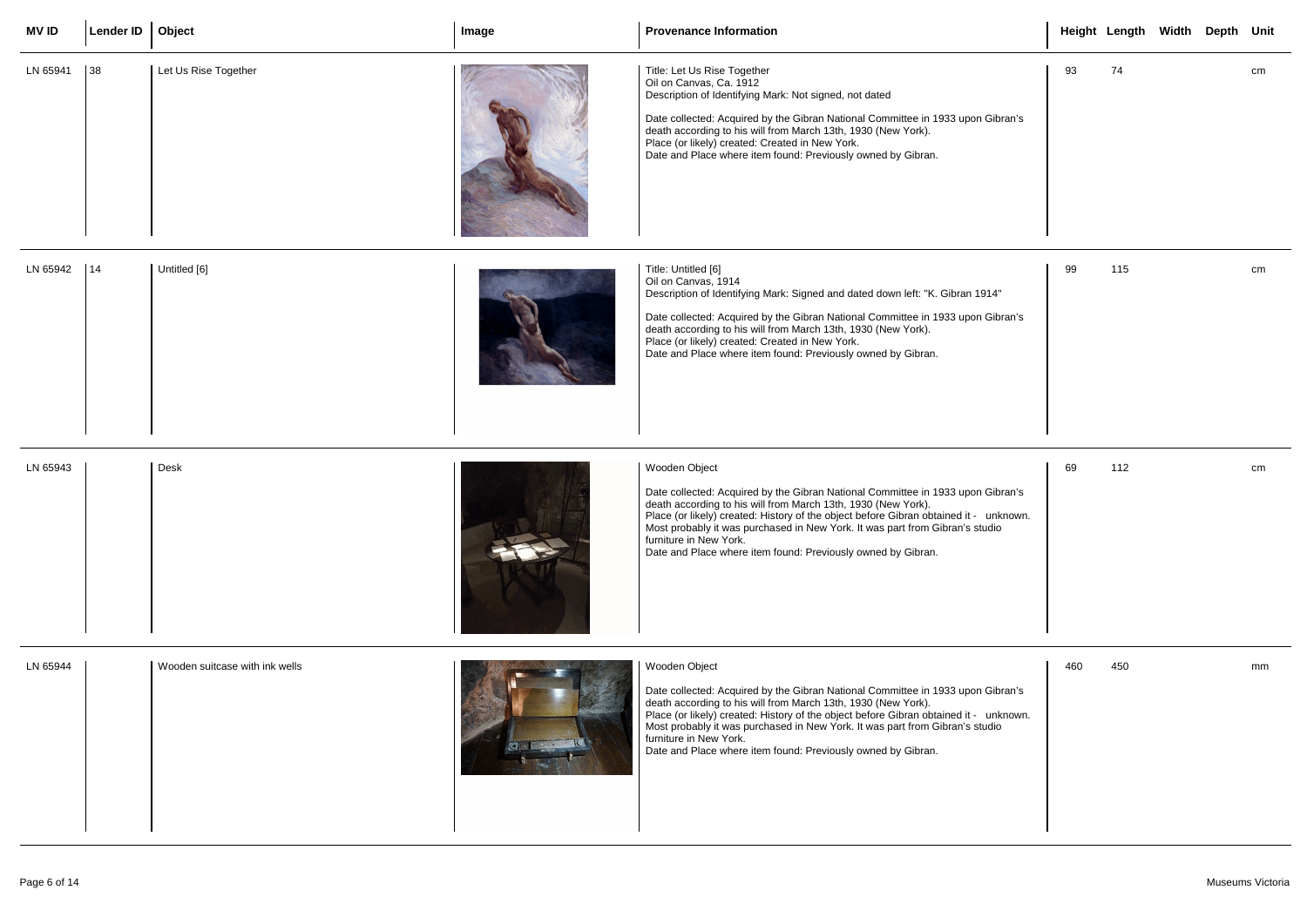| MV ID | Lender ID | Object | Image | Provenance Information | Height | Length | Width | Depth | Unit |
|---|---|---|---|---|---|---|---|---|---|
| LN 65941 | 38 | Let Us Rise Together | | Title: Let Us Rise Together<br>Oil on Canvas, Ca. 1912<br>Description of Identifying Mark: Not signed, not dated<br><br>Date collected: Acquired by the Gibran National Committee in 1933 upon Gibran's death according to his will from March 13th, 1930 (New York).<br>Place (or likely) created: Created in New York.<br>Date and Place where item found: Previously owned by Gibran. | 93 | 74 | | | cm |
| LN 65942 | 14 | Untitled [6] | | Title: Untitled [6]<br>Oil on Canvas, 1914<br>Description of Identifying Mark: Signed and dated down left: "K. Gibran 1914"<br><br>Date collected: Acquired by the Gibran National Committee in 1933 upon Gibran's death according to his will from March 13th, 1930 (New York).<br>Place (or likely) created: Created in New York.<br>Date and Place where item found: Previously owned by Gibran. | 99 | 115 | | | cm |
| LN 65943 | | Desk | | Wooden Object<br><br>Date collected: Acquired by the Gibran National Committee in 1933 upon Gibran's death according to his will from March 13th, 1930 (New York).<br>Place (or likely) created: History of the object before Gibran obtained it - unknown. Most probably it was purchased in New York. It was part from Gibran's studio furniture in New York.<br>Date and Place where item found: Previously owned by Gibran. | 69 | 112 | | | cm |
| LN 65944 | | Wooden suitcase with ink wells | | Wooden Object<br><br>Date collected: Acquired by the Gibran National Committee in 1933 upon Gibran's death according to his will from March 13th, 1930 (New York).<br>Place (or likely) created: History of the object before Gibran obtained it - unknown. Most probably it was purchased in New York. It was part from Gibran's studio furniture in New York.<br>Date and Place where item found: Previously owned by Gibran. | 460 | 450 | | | mm |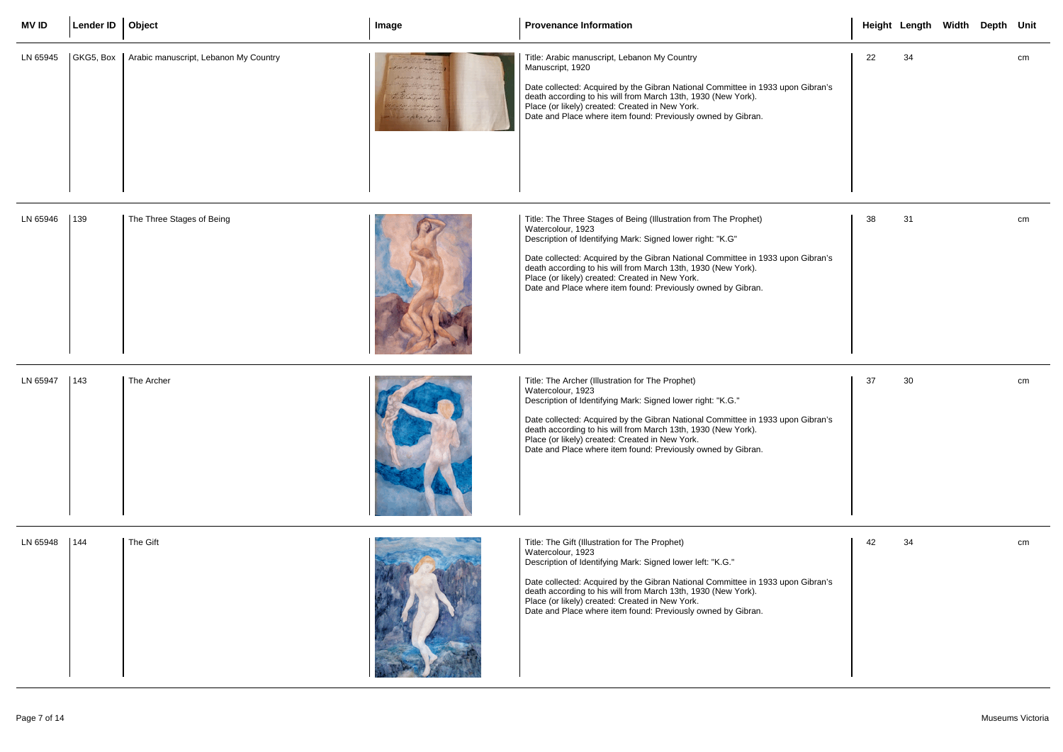| MV ID | Lender ID | Object | Image | Provenance Information | Height | Length | Width | Depth | Unit |
|---|---|---|---|---|---|---|---|---|---|
| LN 65945 | GKG5, Box | Arabic manuscript, Lebanon My Country | | Title: Arabic manuscript, Lebanon My Country<br>Manuscript, 1920<br><br>Date collected: Acquired by the Gibran National Committee in 1933 upon Gibran's death according to his will from March 13th, 1930 (New York).<br>Place (or likely) created: Created in New York.<br>Date and Place where item found: Previously owned by Gibran. | 22 | 34 | | | cm |
| LN 65946 | 139 | The Three Stages of Being | | Title: The Three Stages of Being (Illustration from The Prophet)<br>Watercolour, 1923<br>Description of Identifying Mark: Signed lower right: "K.G"<br><br>Date collected: Acquired by the Gibran National Committee in 1933 upon Gibran's death according to his will from March 13th, 1930 (New York).<br>Place (or likely) created: Created in New York.<br>Date and Place where item found: Previously owned by Gibran. | 38 | 31 | | | cm |
| LN 65947 | 143 | The Archer | | Title: The Archer (Illustration for The Prophet)<br>Watercolour, 1923<br>Description of Identifying Mark: Signed lower right: "K.G."<br><br>Date collected: Acquired by the Gibran National Committee in 1933 upon Gibran's death according to his will from March 13th, 1930 (New York).<br>Place (or likely) created: Created in New York.<br>Date and Place where item found: Previously owned by Gibran. | 37 | 30 | | | cm |
| LN 65948 | 144 | The Gift | | Title: The Gift (Illustration for The Prophet)<br>Watercolour, 1923<br>Description of Identifying Mark: Signed lower left: "K.G."<br><br>Date collected: Acquired by the Gibran National Committee in 1933 upon Gibran's death according to his will from March 13th, 1930 (New York).<br>Place (or likely) created: Created in New York.<br>Date and Place where item found: Previously owned by Gibran. | 42 | 34 | | | cm |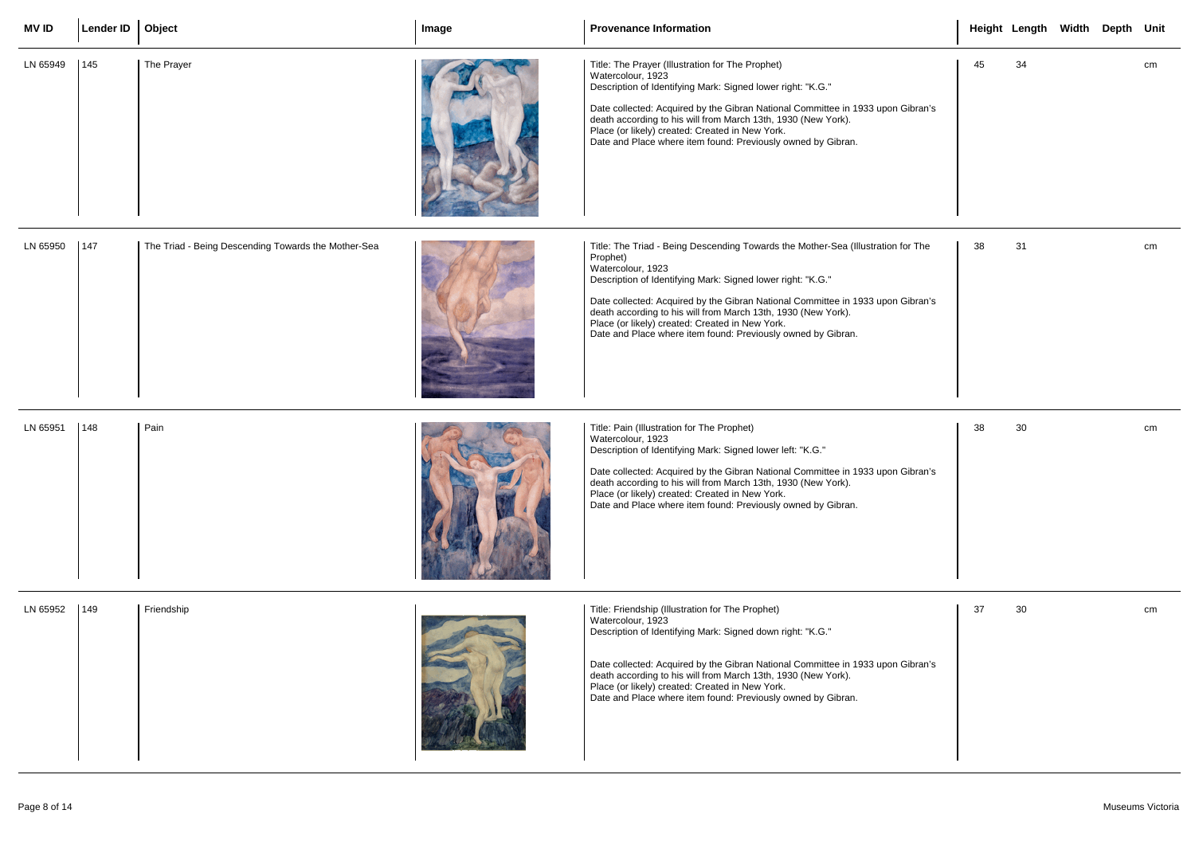| MV ID | Lender ID | Object | Image | Provenance Information | Height | Length | Width | Depth | Unit |
|---|---|---|---|---|---|---|---|---|---|
| LN 65949 | 145 | The Prayer | | Title: The Prayer (Illustration for The Prophet)<br>Watercolour, 1923<br>Description of Identifying Mark: Signed lower right: "K.G."<br><br>Date collected: Acquired by the Gibran National Committee in 1933 upon Gibran's death according to his will from March 13th, 1930 (New York).<br>Place (or likely) created: Created in New York.<br>Date and Place where item found: Previously owned by Gibran. | 45 | 34 | | | cm |
| LN 65950 | 147 | The Triad - Being Descending Towards the Mother-Sea | | Title: The Triad - Being Descending Towards the Mother-Sea (Illustration for The Prophet)<br>Watercolour, 1923<br>Description of Identifying Mark: Signed lower right: "K.G."<br><br>Date collected: Acquired by the Gibran National Committee in 1933 upon Gibran's death according to his will from March 13th, 1930 (New York).<br>Place (or likely) created: Created in New York.<br>Date and Place where item found: Previously owned by Gibran. | 38 | 31 | | | cm |
| LN 65951 | 148 | Pain | | Title: Pain (Illustration for The Prophet)<br>Watercolour, 1923<br>Description of Identifying Mark: Signed lower left: "K.G."<br><br>Date collected: Acquired by the Gibran National Committee in 1933 upon Gibran's death according to his will from March 13th, 1930 (New York).<br>Place (or likely) created: Created in New York.<br>Date and Place where item found: Previously owned by Gibran. | 38 | 30 | | | cm |
| LN 65952 | 149 | Friendship | | Title: Friendship (Illustration for The Prophet)<br>Watercolour, 1923<br>Description of Identifying Mark: Signed down right: "K.G."<br><br>Date collected: Acquired by the Gibran National Committee in 1933 upon Gibran's death according to his will from March 13th, 1930 (New York).<br>Place (or likely) created: Created in New York.<br>Date and Place where item found: Previously owned by Gibran. | 37 | 30 | | | cm |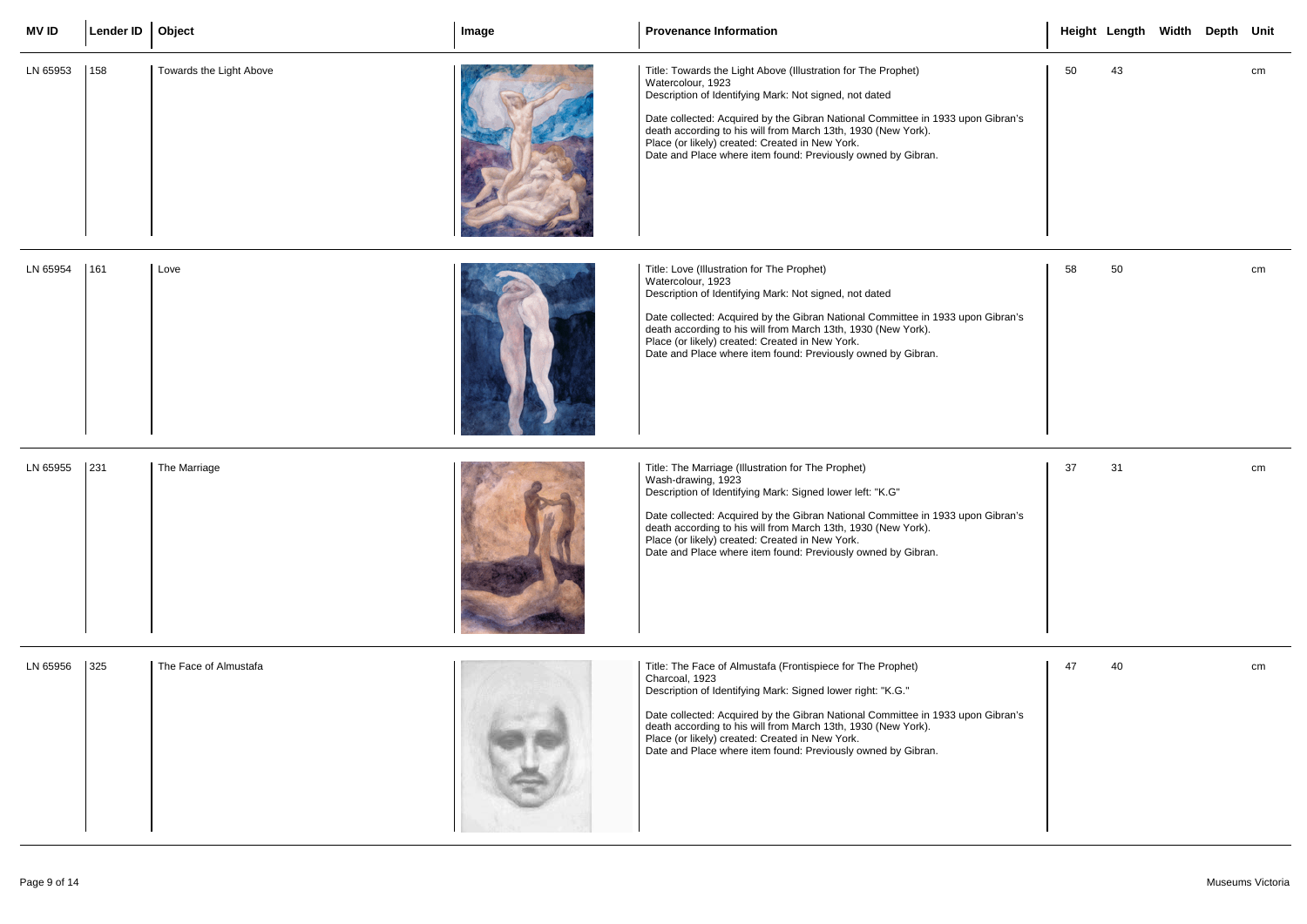| MV ID | Lender ID | Object | Image | Provenance Information | Height | Length | Width | Depth | Unit |
|---|---|---|---|---|---|---|---|---|---|
| LN 65953 | 158 | Towards the Light Above | | Title: Towards the Light Above (Illustration for The Prophet)<br>Watercolour, 1923<br>Description of Identifying Mark: Not signed, not dated<br><br>Date collected: Acquired by the Gibran National Committee in 1933 upon Gibran's death according to his will from March 13th, 1930 (New York).<br>Place (or likely) created: Created in New York.<br>Date and Place where item found: Previously owned by Gibran. | 50 | 43 | | | cm |
| LN 65954 | 161 | Love | | Title: Love (Illustration for The Prophet)<br>Watercolour, 1923<br>Description of Identifying Mark: Not signed, not dated<br><br>Date collected: Acquired by the Gibran National Committee in 1933 upon Gibran's death according to his will from March 13th, 1930 (New York).<br>Place (or likely) created: Created in New York.<br>Date and Place where item found: Previously owned by Gibran. | 58 | 50 | | | cm |
| LN 65955 | 231 | The Marriage | | Title: The Marriage (Illustration for The Prophet)<br>Wash-drawing, 1923<br>Description of Identifying Mark: Signed lower left: "K.G"<br><br>Date collected: Acquired by the Gibran National Committee in 1933 upon Gibran's death according to his will from March 13th, 1930 (New York).<br>Place (or likely) created: Created in New York.<br>Date and Place where item found: Previously owned by Gibran. | 37 | 31 | | | cm |
| LN 65956 | 325 | The Face of Almustafa | | Title: The Face of Almustafa (Frontispiece for The Prophet)<br>Charcoal, 1923<br>Description of Identifying Mark: Signed lower right: "K.G."<br><br>Date collected: Acquired by the Gibran National Committee in 1933 upon Gibran's death according to his will from March 13th, 1930 (New York).<br>Place (or likely) created: Created in New York.<br>Date and Place where item found: Previously owned by Gibran. | 47 | 40 | | | cm |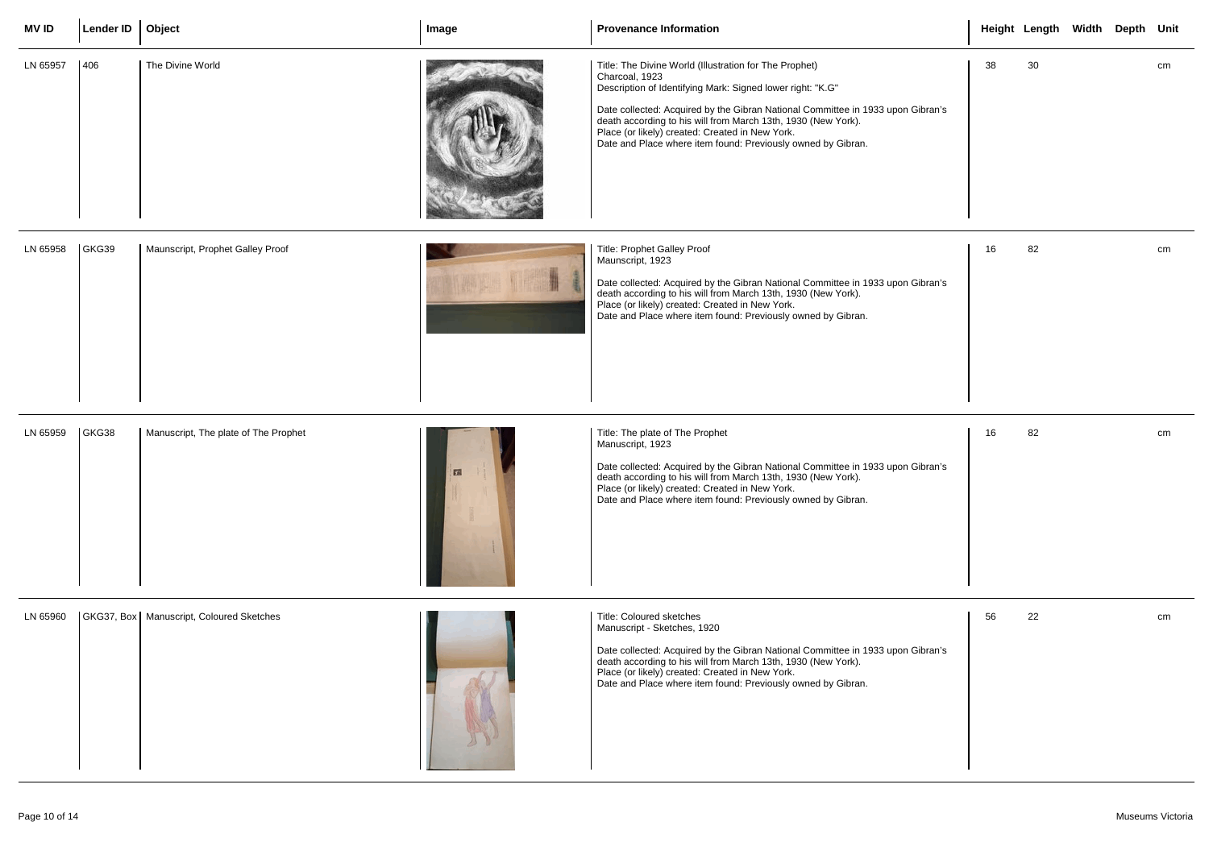| MV ID | Lender ID | Object | Image | Provenance Information | Height | Length | Width | Depth | Unit |
|---|---|---|---|---|---|---|---|---|---|
| LN 65957 | 406 | The Divine World | | Title: The Divine World (Illustration for The Prophet)<br>Charcoal, 1923<br>Description of Identifying Mark: Signed lower right: "K.G"<br><br>Date collected: Acquired by the Gibran National Committee in 1933 upon Gibran's death according to his will from March 13th, 1930 (New York).<br>Place (or likely) created: Created in New York.<br>Date and Place where item found: Previously owned by Gibran. | 38 | 30 | | | cm |
| LN 65958 | GKG39 | Maunscript, Prophet Galley Proof | | Title: Prophet Galley Proof<br>Maunscript, 1923<br><br>Date collected: Acquired by the Gibran National Committee in 1933 upon Gibran's death according to his will from March 13th, 1930 (New York).<br>Place (or likely) created: Created in New York.<br>Date and Place where item found: Previously owned by Gibran. | 16 | 82 | | | cm |
| LN 65959 | GKG38 | Manuscript, The plate of The Prophet | | Title: The plate of The Prophet<br>Manuscript, 1923<br><br>Date collected: Acquired by the Gibran National Committee in 1933 upon Gibran's death according to his will from March 13th, 1930 (New York).<br>Place (or likely) created: Created in New York.<br>Date and Place where item found: Previously owned by Gibran. | 16 | 82 | | | cm |
| LN 65960 | GKG37, Box | Manuscript, Coloured Sketches | | Title: Coloured sketches<br>Manuscript - Sketches, 1920<br><br>Date collected: Acquired by the Gibran National Committee in 1933 upon Gibran's death according to his will from March 13th, 1930 (New York).<br>Place (or likely) created: Created in New York.<br>Date and Place where item found: Previously owned by Gibran. | 56 | 22 | | | cm |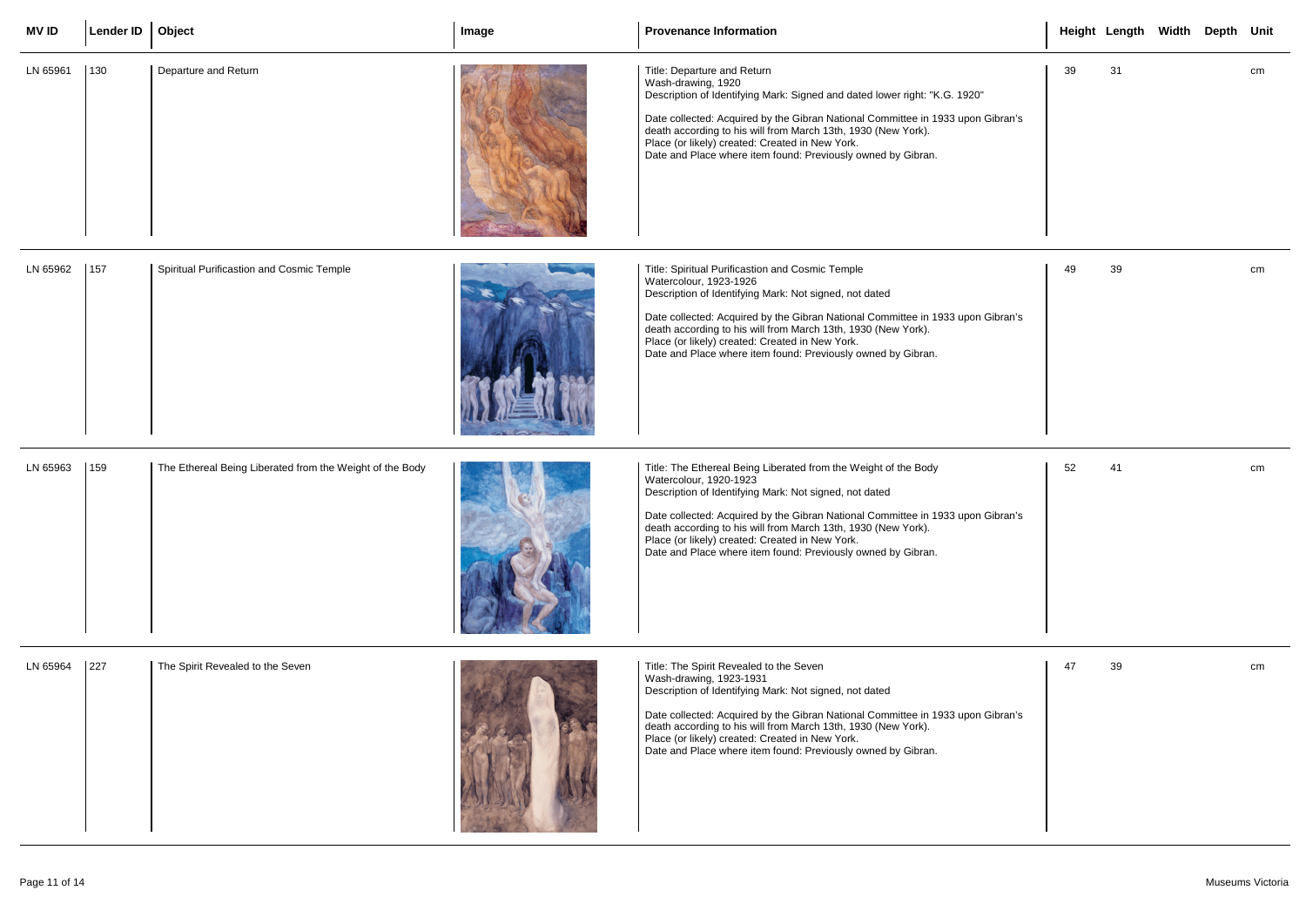| MV ID | Lender ID | Object | Image | Provenance Information | Height | Length | Width | Depth | Unit |
|---|---|---|---|---|---|---|---|---|---|
| LN 65961 | 130 | Departure and Return | | Title: Departure and Return<br>Wash-drawing, 1920<br>Description of Identifying Mark: Signed and dated lower right: "K.G. 1920"<br><br>Date collected: Acquired by the Gibran National Committee in 1933 upon Gibran's death according to his will from March 13th, 1930 (New York).<br>Place (or likely) created: Created in New York.<br>Date and Place where item found: Previously owned by Gibran. | 39 | 31 | | | cm |
| LN 65962 | 157 | Spiritual Purificastion and Cosmic Temple | | Title: Spiritual Purificastion and Cosmic Temple<br>Watercolour, 1923-1926<br>Description of Identifying Mark: Not signed, not dated<br><br>Date collected: Acquired by the Gibran National Committee in 1933 upon Gibran's death according to his will from March 13th, 1930 (New York).<br>Place (or likely) created: Created in New York.<br>Date and Place where item found: Previously owned by Gibran. | 49 | 39 | | | cm |
| LN 65963 | 159 | The Ethereal Being Liberated from the Weight of the Body | | Title: The Ethereal Being Liberated from the Weight of the Body<br>Watercolour, 1920-1923<br>Description of Identifying Mark: Not signed, not dated<br><br>Date collected: Acquired by the Gibran National Committee in 1933 upon Gibran's death according to his will from March 13th, 1930 (New York).<br>Place (or likely) created: Created in New York.<br>Date and Place where item found: Previously owned by Gibran. | 52 | 41 | | | cm |
| LN 65964 | 227 | The Spirit Revealed to the Seven | | Title: The Spirit Revealed to the Seven<br>Wash-drawing, 1923-1931<br>Description of Identifying Mark: Not signed, not dated<br><br>Date collected: Acquired by the Gibran National Committee in 1933 upon Gibran's death according to his will from March 13th, 1930 (New York).<br>Place (or likely) created: Created in New York.<br>Date and Place where item found: Previously owned by Gibran. | 47 | 39 | | | cm |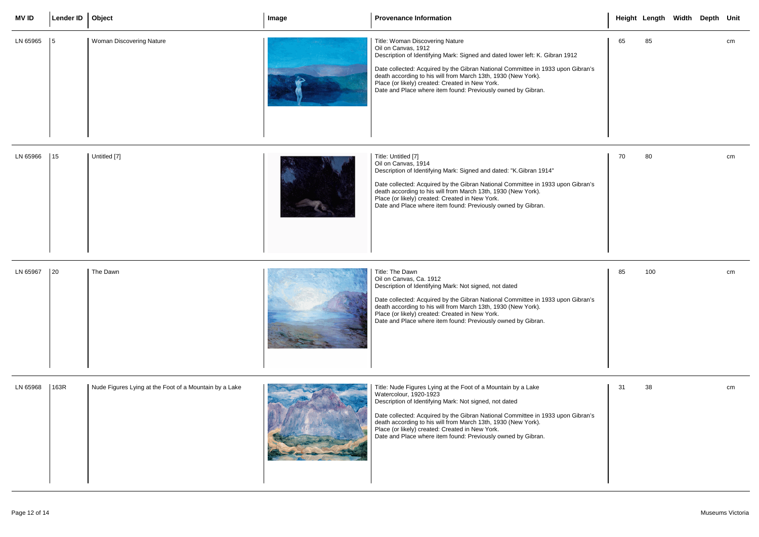| MV ID | Lender ID | Object | Image | Provenance Information | Height | Length | Width | Depth | Unit |
|---|---|---|---|---|---|---|---|---|---|
| LN 65965 | 5 | Woman Discovering Nature | | Title: Woman Discovering Nature<br>Oil on Canvas, 1912<br>Description of Identifying Mark: Signed and dated lower left: K. Gibran 1912<br><br>Date collected: Acquired by the Gibran National Committee in 1933 upon Gibran's death according to his will from March 13th, 1930 (New York).<br>Place (or likely) created: Created in New York.<br>Date and Place where item found: Previously owned by Gibran. | 65 | 85 | | | cm |
| LN 65966 | 15 | Untitled [7] | | Title: Untitled [7]<br>Oil on Canvas, 1914<br>Description of Identifying Mark: Signed and dated: "K.Gibran 1914"<br><br>Date collected: Acquired by the Gibran National Committee in 1933 upon Gibran's death according to his will from March 13th, 1930 (New York).<br>Place (or likely) created: Created in New York.<br>Date and Place where item found: Previously owned by Gibran. | 70 | 80 | | | cm |
| LN 65967 | 20 | The Dawn | | Title: The Dawn<br>Oil on Canvas, Ca. 1912<br>Description of Identifying Mark: Not signed, not dated<br><br>Date collected: Acquired by the Gibran National Committee in 1933 upon Gibran's death according to his will from March 13th, 1930 (New York).<br>Place (or likely) created: Created in New York.<br>Date and Place where item found: Previously owned by Gibran. | 85 | 100 | | | cm |
| LN 65968 | 163R | Nude Figures Lying at the Foot of a Mountain by a Lake | | Title: Nude Figures Lying at the Foot of a Mountain by a Lake<br>Watercolour, 1920-1923<br>Description of Identifying Mark: Not signed, not dated<br><br>Date collected: Acquired by the Gibran National Committee in 1933 upon Gibran's death according to his will from March 13th, 1930 (New York).<br>Place (or likely) created: Created in New York.<br>Date and Place where item found: Previously owned by Gibran. | 31 | 38 | | | cm |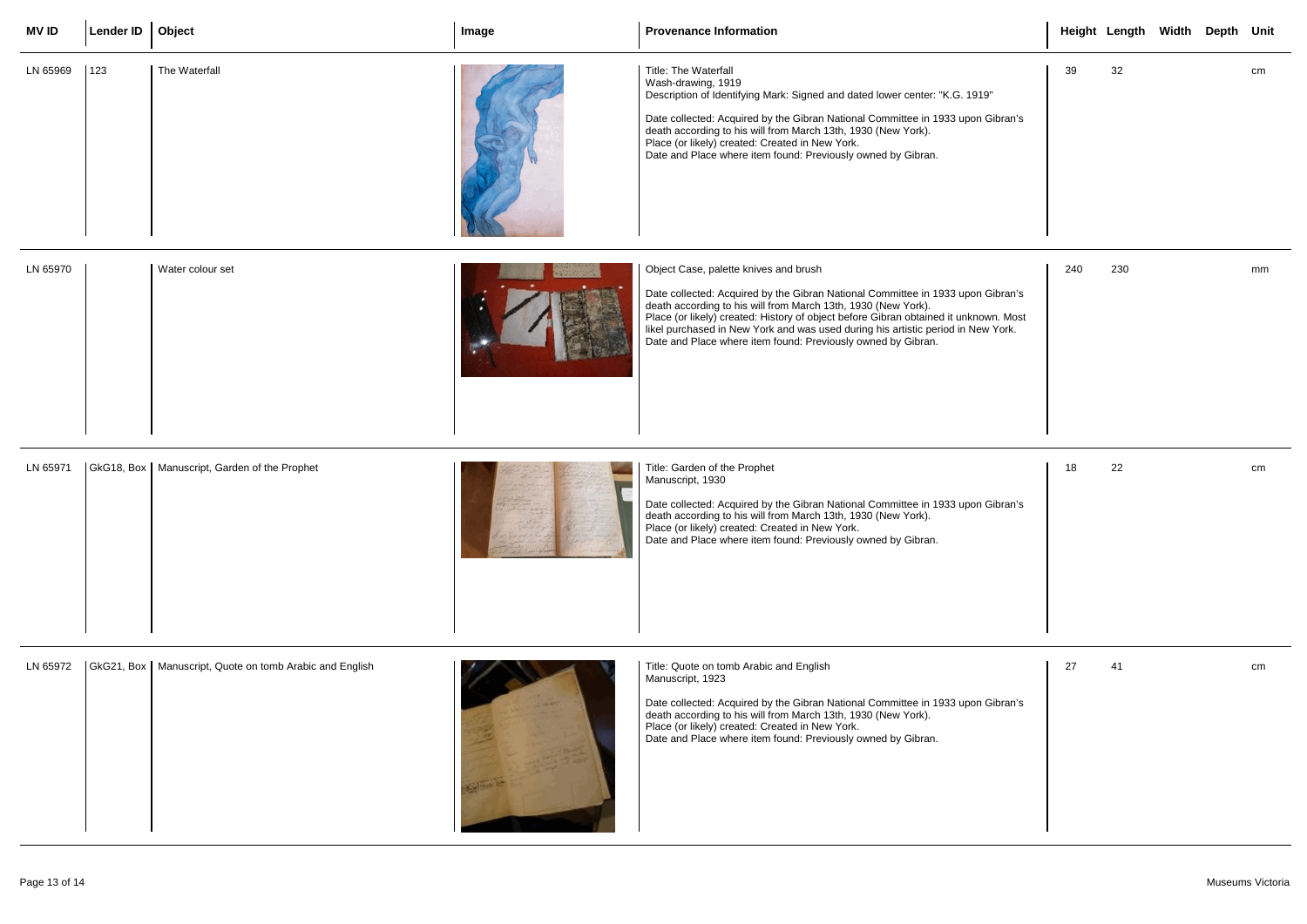| MV ID | Lender ID | Object | Image | Provenance Information | Height | Length | Width | Depth | Unit |
|---|---|---|---|---|---|---|---|---|---|
| LN 65969 | 123 | The Waterfall | | Title: The Waterfall<br>Wash-drawing, 1919<br>Description of Identifying Mark: Signed and dated lower center: "K.G. 1919"<br><br>Date collected: Acquired by the Gibran National Committee in 1933 upon Gibran's death according to his will from March 13th, 1930 (New York).<br>Place (or likely) created: Created in New York.<br>Date and Place where item found: Previously owned by Gibran. | 39 | 32 | | | cm |
| LN 65970 | | Water colour set | | Object Case, palette knives and brush<br><br>Date collected: Acquired by the Gibran National Committee in 1933 upon Gibran's death according to his will from March 13th, 1930 (New York).<br>Place (or likely) created: History of object before Gibran obtained it unknown. Most likel purchased in New York and was used during his artistic period in New York.<br>Date and Place where item found: Previously owned by Gibran. | 240 | 230 | | | mm |
| LN 65971 | GkG18, Box | Manuscript, Garden of the Prophet | | Title: Garden of the Prophet<br>Manuscript, 1930<br><br>Date collected: Acquired by the Gibran National Committee in 1933 upon Gibran's death according to his will from March 13th, 1930 (New York).<br>Place (or likely) created: Created in New York.<br>Date and Place where item found: Previously owned by Gibran. | 18 | 22 | | | cm |
| LN 65972 | GkG21, Box | Manuscript, Quote on tomb Arabic and English | | Title: Quote on tomb Arabic and English<br>Manuscript, 1923<br><br>Date collected: Acquired by the Gibran National Committee in 1933 upon Gibran's death according to his will from March 13th, 1930 (New York).<br>Place (or likely) created: Created in New York.<br>Date and Place where item found: Previously owned by Gibran. | 27 | 41 | | | cm |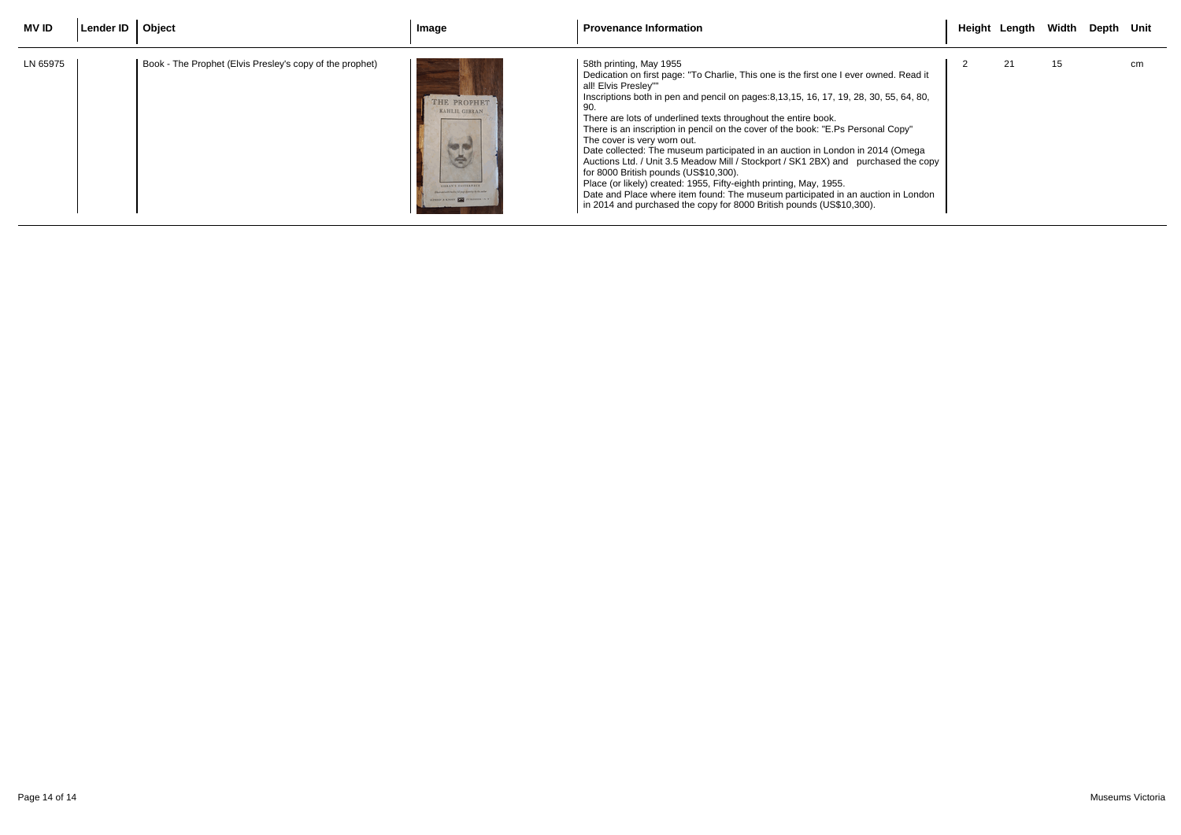| MV ID | Lender ID | Object | Image | Provenance Information | Height | Length | Width | Depth | Unit |
|---|---|---|---|---|---|---|---|---|---|
| LN 65975 | | Book - The Prophet (Elvis Presley's copy of the prophet) | | 58th printing, May 1955<br>Dedication on first page: "To Charlie, This one is the first one I ever owned. Read it all! Elvis Presley""<br>Inscriptions both in pen and pencil on pages:8,13,15, 16, 17, 19, 28, 30, 55, 64, 80, 90.<br>There are lots of underlined texts throughout the entire book.<br>There is an inscription in pencil on the cover of the book: "E.Ps Personal Copy"<br>The cover is very worn out.<br>Date collected: The museum participated in an auction in London in 2014 (Omega Auctions Ltd. / Unit 3.5 Meadow Mill / Stockport / SK1 2BX) and purchased the copy for 8000 British pounds (US$10,300).<br>Place (or likely) created: 1955, Fifty-eighth printing, May, 1955.<br>Date and Place where item found: The museum participated in an auction in London in 2014 and purchased the copy for 8000 British pounds (US$10,300). | 2 | 21 | 15 | | cm |